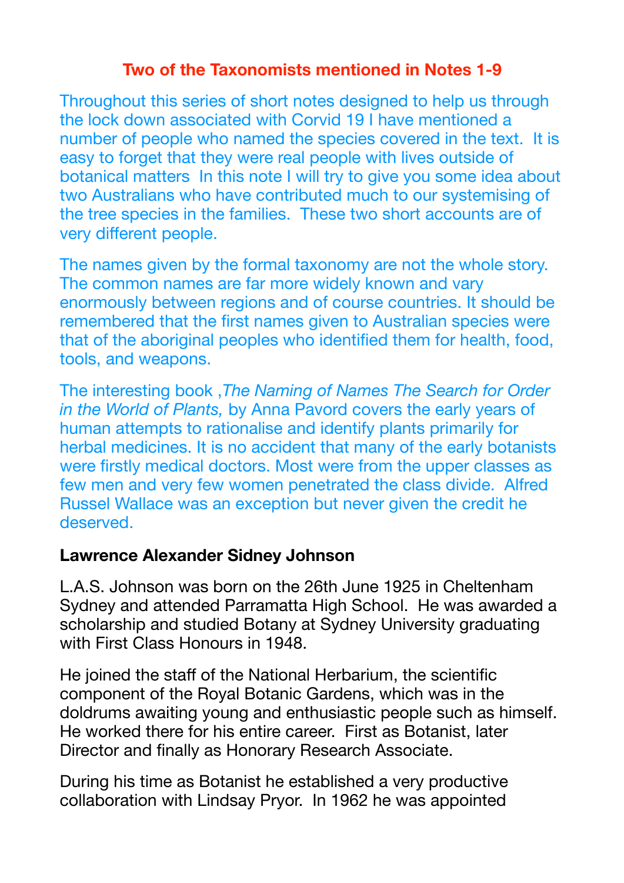## Two of the Taxonomists mentioned in Notes 1-9

Throughout this series of short notes designed to help us through the lock down associated with Corvid 19 I have mentioned a number of people who named the species covered in the text. It is easy to forget that they were real people with lives outside of botanical matters In this note I will try to give you some idea about two Australians who have contributed much to our systemising of the tree species in the families. These two short accounts are of very different people.

The names given by the formal taxonomy are not the whole story. The common names are far more widely known and vary enormously between regions and of course countries. It should be remembered that the first names given to Australian species were that of the aboriginal peoples who identified them for health, food, tools, and weapons.

The interesting book ,*The Naming of Names The Search for Order in the World of Plants,* by Anna Pavord covers the early years of human attempts to rationalise and identify plants primarily for herbal medicines. It is no accident that many of the early botanists were firstly medical doctors. Most were from the upper classes as few men and very few women penetrated the class divide. Alfred Russel Wallace was an exception but never given the credit he deserved.

### Lawrence Alexander Sidney Johnson

L.A.S. Johnson was born on the 26th June 1925 in Cheltenham Sydney and attended Parramatta High School. He was awarded a scholarship and studied Botany at Sydney University graduating with First Class Honours in 1948.

He joined the staff of the National Herbarium, the scientific component of the Royal Botanic Gardens, which was in the doldrums awaiting young and enthusiastic people such as himself. He worked there for his entire career. First as Botanist, later Director and finally as Honorary Research Associate.

During his time as Botanist he established a very productive collaboration with Lindsay Pryor. In 1962 he was appointed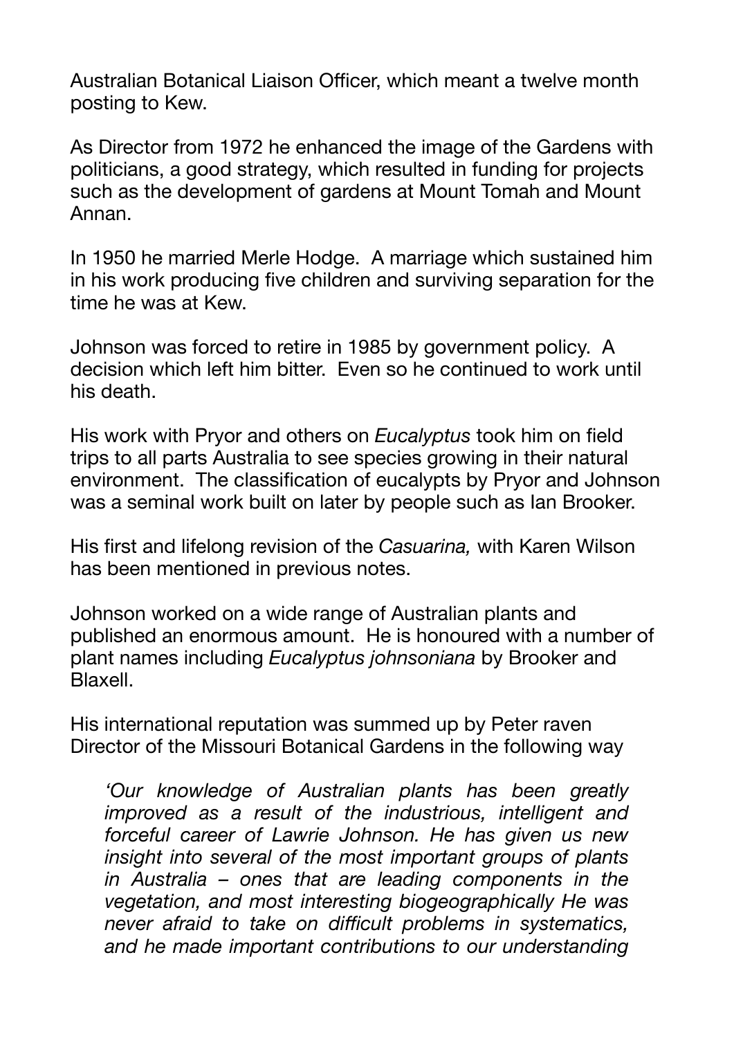Australian Botanical Liaison Officer, which meant a twelve month posting to Kew.

As Director from 1972 he enhanced the image of the Gardens with politicians, a good strategy, which resulted in funding for projects such as the development of gardens at Mount Tomah and Mount Annan.

In 1950 he married Merle Hodge. A marriage which sustained him in his work producing five children and surviving separation for the time he was at Kew.

Johnson was forced to retire in 1985 by government policy. A decision which left him bitter. Even so he continued to work until his death.

His work with Pryor and others on *Eucalyptus* took him on field trips to all parts Australia to see species growing in their natural environment. The classification of eucalypts by Pryor and Johnson was a seminal work built on later by people such as Ian Brooker.

His first and lifelong revision of the *Casuarina,* with Karen Wilson has been mentioned in previous notes.

Johnson worked on a wide range of Australian plants and published an enormous amount. He is honoured with a number of plant names including *Eucalyptus johnsoniana* by Brooker and Blaxell.

His international reputation was summed up by Peter raven Director of the Missouri Botanical Gardens in the following way

> *'Our knowledge of Australian plants has been greatly improved as a result of the industrious, intelligent and forceful career of Lawrie Johnson. He has given us new insight into several of the most important groups of plants in Australia – ones that are leading components in the vegetation, and most interesting biogeographically He was never afraid to take on difficult problems in systematics, and he made important contributions to our understanding*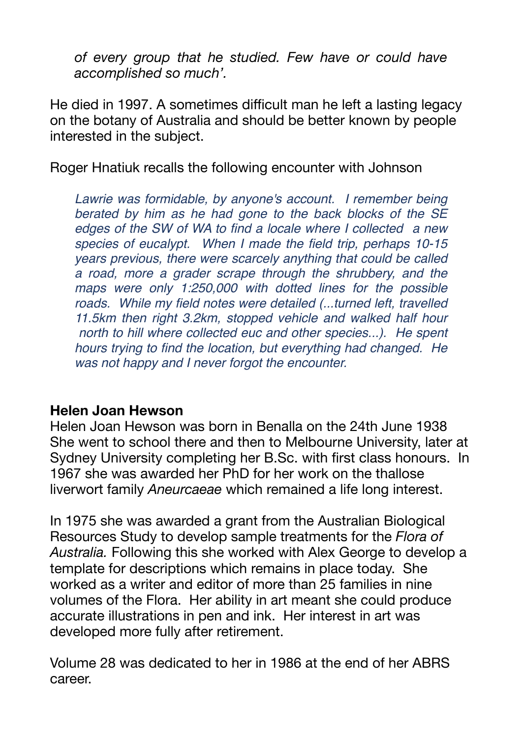> *of every group that he studied. Few have or could have accomplished so much'.*

He died in 1997. A sometimes difficult man he left a lasting legacy on the botany of Australia and should be better known by people interested in the subject.

Roger Hnatiuk recalls the following encounter with Johnson

> *Lawrie was formidable, by anyone's account. I remember being berated by him as he had gone to the back blocks of the SE edges of the SW of WA to find a locale where I collected a new species of eucalypt. When I made the field trip, perhaps 10-15 years previous, there were scarcely anything that could be called a road, more a grader scrape through the shrubbery, and the maps were only 1:250,000 with dotted lines for the possible roads. While my field notes were detailed (...turned left, travelled 11.5km then right 3.2km, stopped vehicle and walked half hour north to hill where collected euc and other species...). He spent hours trying to find the location, but everything had changed. He was not happy and I never forgot the encounter.*

**Helen Joan Hewson**

Helen Joan Hewson was born in Benalla on the 24th June 1938 She went to school there and then to Melbourne University, later at Sydney University completing her B.Sc. with first class honours. In 1967 she was awarded her PhD for her work on the thallose liverwort family *Aneurcaeae* which remained a life long interest.

In 1975 she was awarded a grant from the Australian Biological Resources Study to develop sample treatments for the *Flora of Australia.* Following this she worked with Alex George to develop a template for descriptions which remains in place today. She worked as a writer and editor of more than 25 families in nine volumes of the Flora. Her ability in art meant she could produce accurate illustrations in pen and ink. Her interest in art was developed more fully after retirement.

Volume 28 was dedicated to her in 1986 at the end of her ABRS career.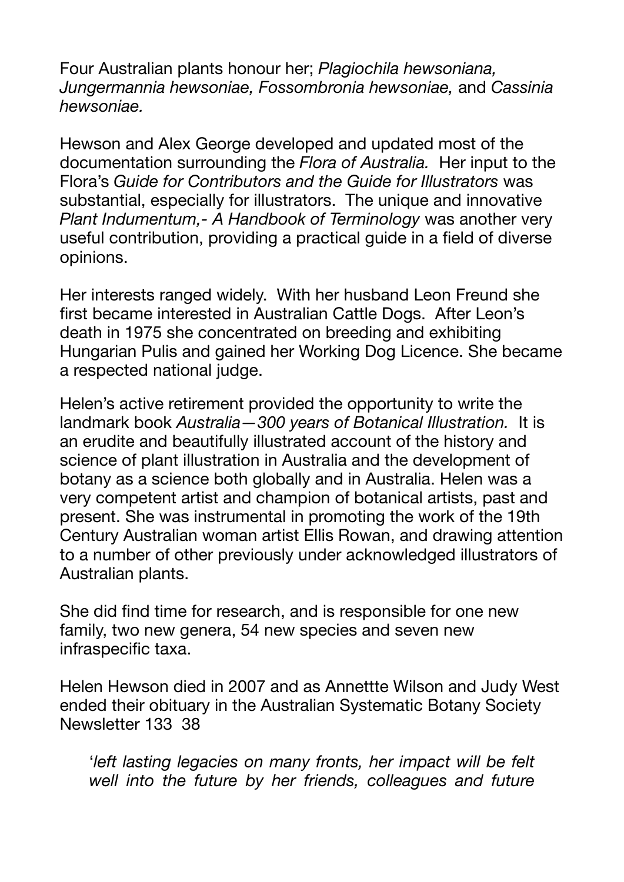Four Australian plants honour her; *Plagiochila hewsoniana, Jungermannia hewsoniae, Fossombronia hewsoniae,* and *Cassinia hewsoniae.*

Hewson and Alex George developed and updated most of the documentation surrounding the *Flora of Australia.* Her input to the Flora's *Guide for Contributors and the Guide for Illustrators* was substantial, especially for illustrators. The unique and innovative *Plant Indumentum,- A Handbook of Terminology* was another very useful contribution, providing a practical guide in a field of diverse opinions.

Her interests ranged widely. With her husband Leon Freund she first became interested in Australian Cattle Dogs. After Leon's death in 1975 she concentrated on breeding and exhibiting Hungarian Pulis and gained her Working Dog Licence. She became a respected national judge.

Helen's active retirement provided the opportunity to write the landmark book *Australia—300 years of Botanical Illustration.* It is an erudite and beautifully illustrated account of the history and science of plant illustration in Australia and the development of botany as a science both globally and in Australia. Helen was a very competent artist and champion of botanical artists, past and present. She was instrumental in promoting the work of the 19th Century Australian woman artist Ellis Rowan, and drawing attention to a number of other previously under acknowledged illustrators of Australian plants.

She did find time for research, and is responsible for one new family, two new genera, 54 new species and seven new infraspecific taxa.

Helen Hewson died in 2007 and as Annettte Wilson and Judy West ended their obituary in the Australian Systematic Botany Society Newsletter 133 38

> '*left lasting legacies on many fronts, her impact will be felt well into the future by her friends, colleagues and future*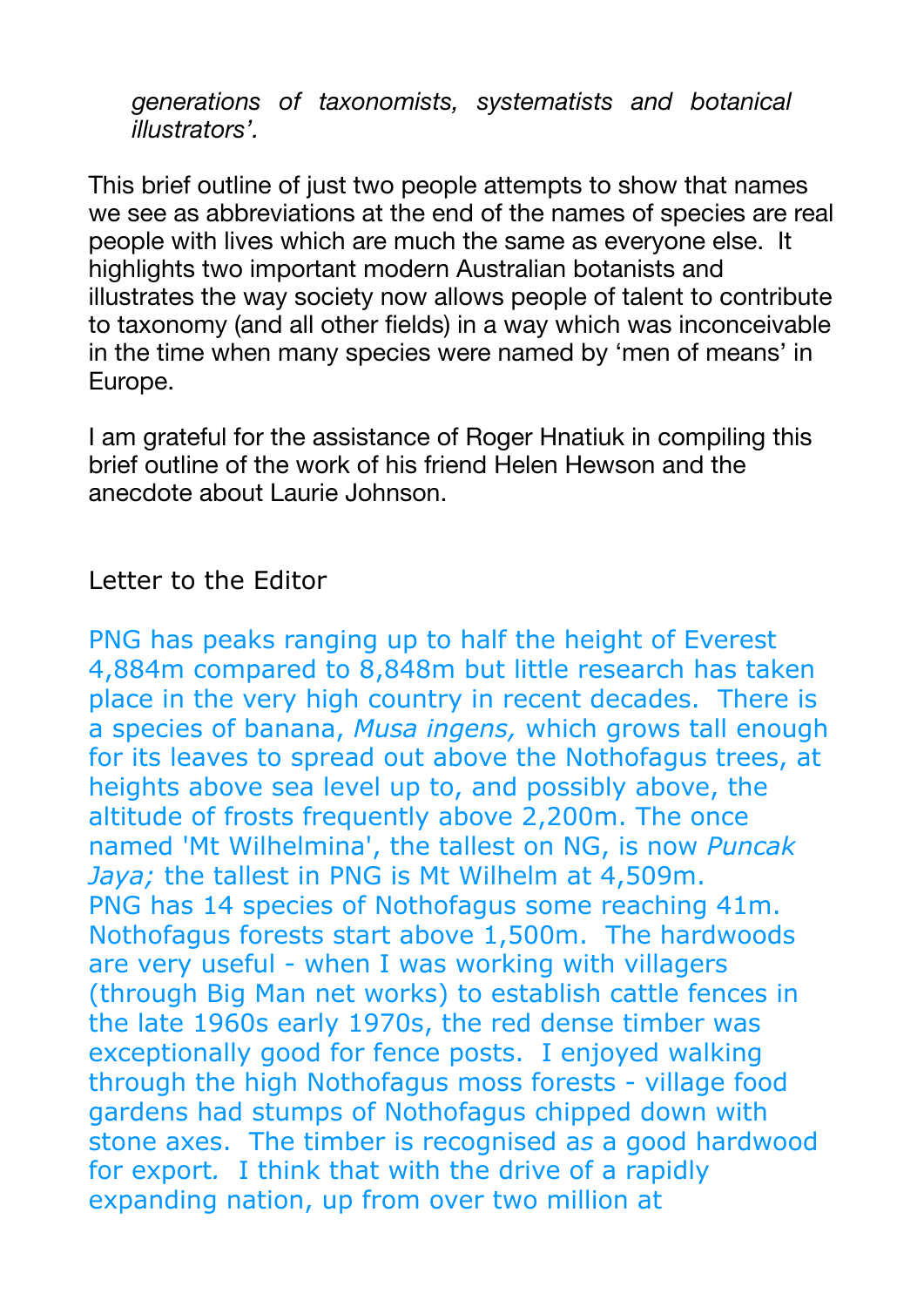*generations of taxonomists, systematists and botanical illustrators'.*

This brief outline of just two people attempts to show that names we see as abbreviations at the end of the names of species are real people with lives which are much the same as everyone else. It highlights two important modern Australian botanists and illustrates the way society now allows people of talent to contribute to taxonomy (and all other fields) in a way which was inconceivable in the time when many species were named by 'men of means' in Europe.

I am grateful for the assistance of Roger Hnatiuk in compiling this brief outline of the work of his friend Helen Hewson and the anecdote about Laurie Johnson.

## Letter to the Editor

PNG has peaks ranging up to half the height of Everest 4,884m compared to 8,848m but little research has taken place in the very high country in recent decades. There is a species of banana, *Musa ingens,* which grows tall enough for its leaves to spread out above the Nothofagus trees, at heights above sea level up to, and possibly above, the altitude of frosts frequently above 2,200m. The once named 'Mt Wilhelmina', the tallest on NG, is now *Puncak Jaya;* the tallest in PNG is Mt Wilhelm at 4,509m. PNG has 14 species of Nothofagus some reaching 41m. Nothofagus forests start above 1,500m. The hardwoods are very useful - when I was working with villagers (through Big Man net works) to establish cattle fences in the late 1960s early 1970s, the red dense timber was exceptionally good for fence posts. I enjoyed walking through the high Nothofagus moss forests - village food gardens had stumps of Nothofagus chipped down with stone axes. The timber is recognised as a good hardwood for export. I think that with the drive of a rapidly expanding nation, up from over two million at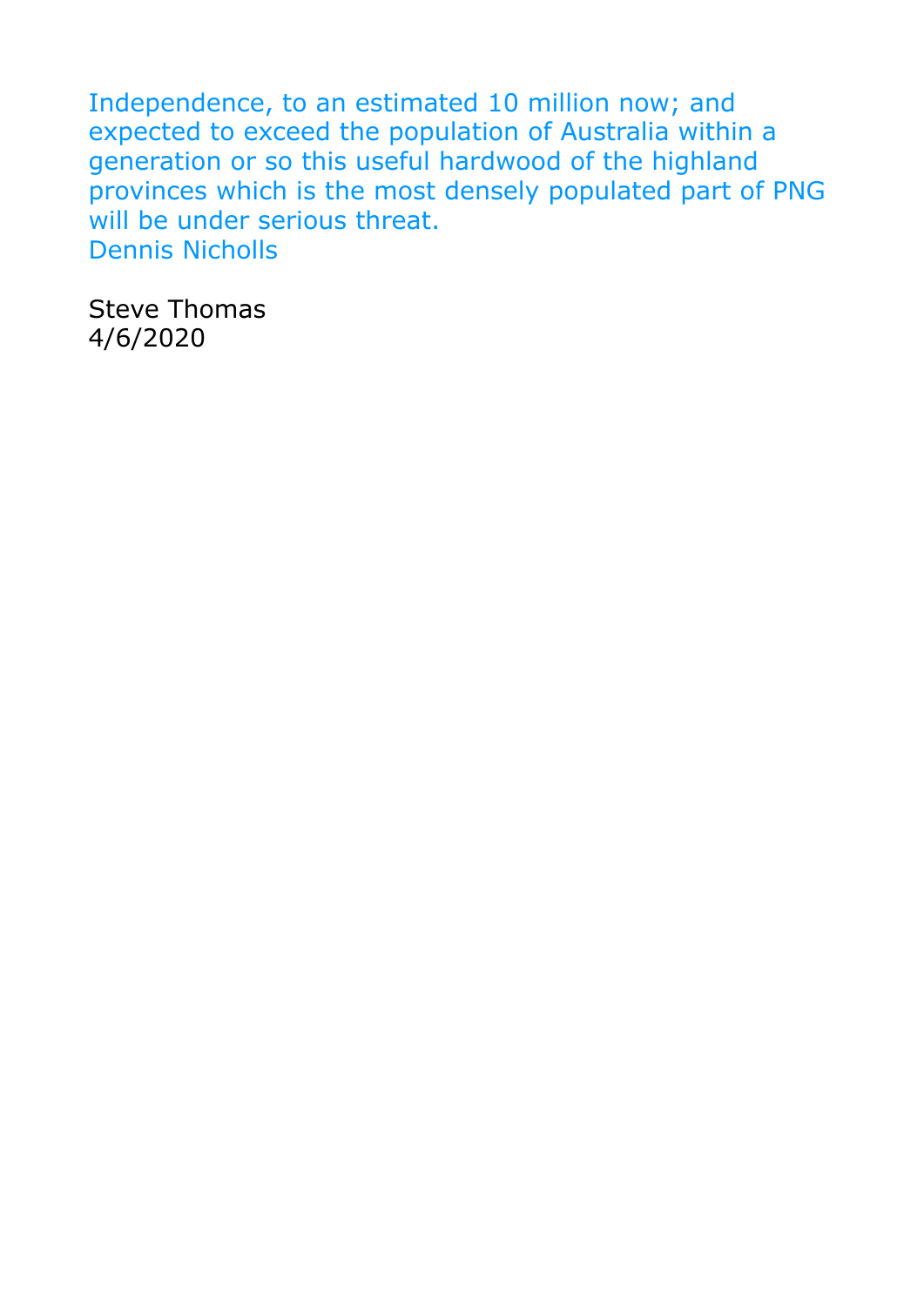Independence, to an estimated 10 million now; and expected to exceed the population of Australia within a generation or so this useful hardwood of the highland provinces which is the most densely populated part of PNG will be under serious threat.
Dennis Nicholls

Steve Thomas
4/6/2020